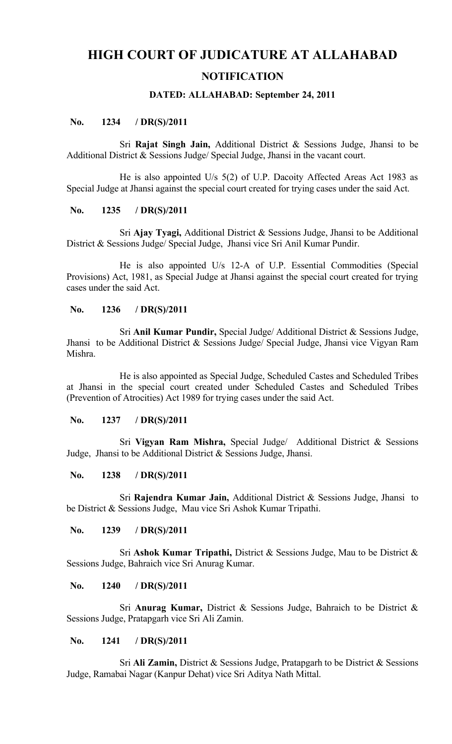# HIGH COURT OF JUDICATURE AT ALLAHABAD

## NOTIFICATION

### DATED: ALLAHABAD: September 24, 2011

**No. 1234 / DR(S)/2011**

Sri **Rajat Singh Jain,** Additional District & Sessions Judge, Jhansi to be Additional District & Sessions Judge/ Special Judge, Jhansi in the vacant court.

He is also appointed U/s 5(2) of U.P. Dacoity Affected Areas Act 1983 as Special Judge at Jhansi against the special court created for trying cases under the said Act.

**No. 1235 / DR(S)/2011**

Sri **Ajay Tyagi,** Additional District & Sessions Judge, Jhansi to be Additional District & Sessions Judge/ Special Judge, Jhansi vice Sri Anil Kumar Pundir.

He is also appointed U/s 12-A of U.P. Essential Commodities (Special Provisions) Act, 1981, as Special Judge at Jhansi against the special court created for trying cases under the said Act.

**No. 1236 / DR(S)/2011**

Sri **Anil Kumar Pundir,** Special Judge/ Additional District & Sessions Judge, Jhansi to be Additional District & Sessions Judge/ Special Judge, Jhansi vice Vigyan Ram Mishra.

He is also appointed as Special Judge, Scheduled Castes and Scheduled Tribes at Jhansi in the special court created under Scheduled Castes and Scheduled Tribes (Prevention of Atrocities) Act 1989 for trying cases under the said Act.

**No. 1237 / DR(S)/2011**

Sri **Vigyan Ram Mishra,** Special Judge/ Additional District & Sessions Judge, Jhansi to be Additional District & Sessions Judge, Jhansi.

**No. 1238 / DR(S)/2011**

Sri **Rajendra Kumar Jain,** Additional District & Sessions Judge, Jhansi to be District & Sessions Judge, Mau vice Sri Ashok Kumar Tripathi.

**No. 1239 / DR(S)/2011**

Sri **Ashok Kumar Tripathi,** District & Sessions Judge, Mau to be District & Sessions Judge, Bahraich vice Sri Anurag Kumar.

**No. 1240 / DR(S)/2011**

Sri **Anurag Kumar,** District & Sessions Judge, Bahraich to be District & Sessions Judge, Pratapgarh vice Sri Ali Zamin.

**No. 1241 / DR(S)/2011**

Sri **Ali Zamin,** District & Sessions Judge, Pratapgarh to be District & Sessions Judge, Ramabai Nagar (Kanpur Dehat) vice Sri Aditya Nath Mittal.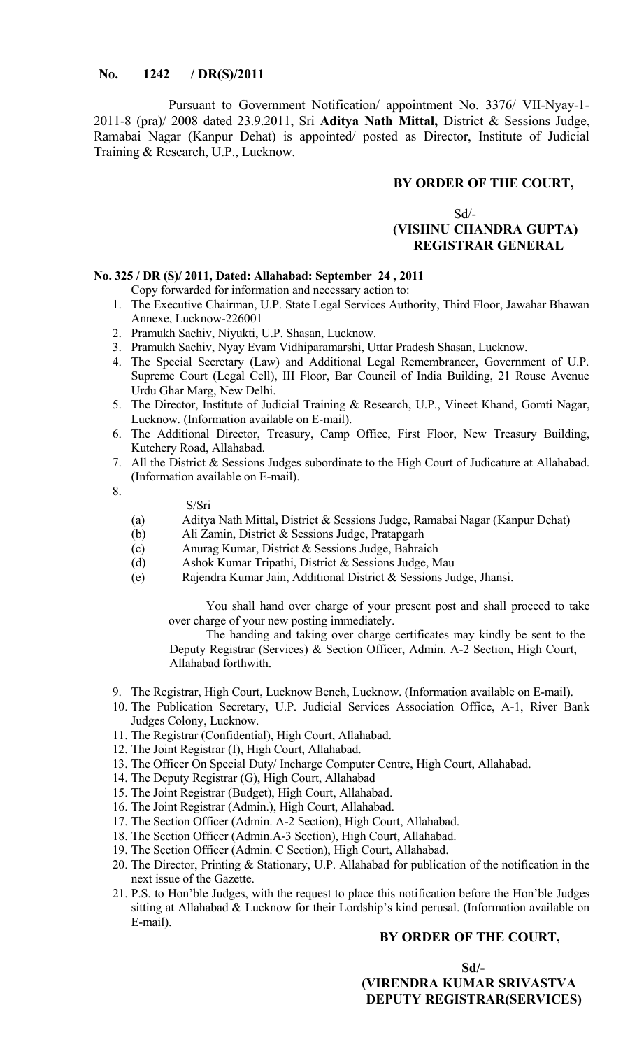**No. 1242 / DR(S)/2011**

Pursuant to Government Notification/ appointment No. 3376/ VII-Nyay-1-2011-8 (pra)/ 2008 dated 23.9.2011, Sri **Aditya Nath Mittal,** District & Sessions Judge, Ramabai Nagar (Kanpur Dehat) is appointed/ posted as Director, Institute of Judicial Training & Research, U.P., Lucknow.

**BY ORDER OF THE COURT,**

Sd/-
**(VISHNU CHANDRA GUPTA)**
**REGISTRAR GENERAL**

**No. 325 / DR (S)/ 2011, Dated: Allahabad: September 24 , 2011**

Copy forwarded for information and necessary action to:

1. The Executive Chairman, U.P. State Legal Services Authority, Third Floor, Jawahar Bhawan Annexe, Lucknow-226001
2. Pramukh Sachiv, Niyukti, U.P. Shasan, Lucknow.
3. Pramukh Sachiv, Nyay Evam Vidhiparamarshi, Uttar Pradesh Shasan, Lucknow.
4. The Special Secretary (Law) and Additional Legal Remembrancer, Government of U.P. Supreme Court (Legal Cell), III Floor, Bar Council of India Building, 21 Rouse Avenue Urdu Ghar Marg, New Delhi.
5. The Director, Institute of Judicial Training & Research, U.P., Vineet Khand, Gomti Nagar, Lucknow. (Information available on E-mail).
6. The Additional Director, Treasury, Camp Office, First Floor, New Treasury Building, Kutchery Road, Allahabad.
7. All the District & Sessions Judges subordinate to the High Court of Judicature at Allahabad. (Information available on E-mail).
8. S/Sri
   (a) Aditya Nath Mittal, District & Sessions Judge, Ramabai Nagar (Kanpur Dehat)
   (b) Ali Zamin, District & Sessions Judge, Pratapgarh
   (c) Anurag Kumar, District & Sessions Judge, Bahraich
   (d) Ashok Kumar Tripathi, District & Sessions Judge, Mau
   (e) Rajendra Kumar Jain, Additional District & Sessions Judge, Jhansi.

   You shall hand over charge of your present post and shall proceed to take over charge of your new posting immediately.

   The handing and taking over charge certificates may kindly be sent to the Deputy Registrar (Services) & Section Officer, Admin. A-2 Section, High Court, Allahabad forthwith.

9. The Registrar, High Court, Lucknow Bench, Lucknow. (Information available on E-mail).
10. The Publication Secretary, U.P. Judicial Services Association Office, A-1, River Bank Judges Colony, Lucknow.
11. The Registrar (Confidential), High Court, Allahabad.
12. The Joint Registrar (I), High Court, Allahabad.
13. The Officer On Special Duty/ Incharge Computer Centre, High Court, Allahabad.
14. The Deputy Registrar (G), High Court, Allahabad
15. The Joint Registrar (Budget), High Court, Allahabad.
16. The Joint Registrar (Admin.), High Court, Allahabad.
17. The Section Officer (Admin. A-2 Section), High Court, Allahabad.
18. The Section Officer (Admin.A-3 Section), High Court, Allahabad.
19. The Section Officer (Admin. C Section), High Court, Allahabad.
20. The Director, Printing & Stationary, U.P. Allahabad for publication of the notification in the next issue of the Gazette.
21. P.S. to Hon'ble Judges, with the request to place this notification before the Hon'ble Judges sitting at Allahabad & Lucknow for their Lordship's kind perusal. (Information available on E-mail).

**BY ORDER OF THE COURT,**

**Sd/-**
**(VIRENDRA KUMAR SRIVASTVA**
**DEPUTY REGISTRAR(SERVICES)**